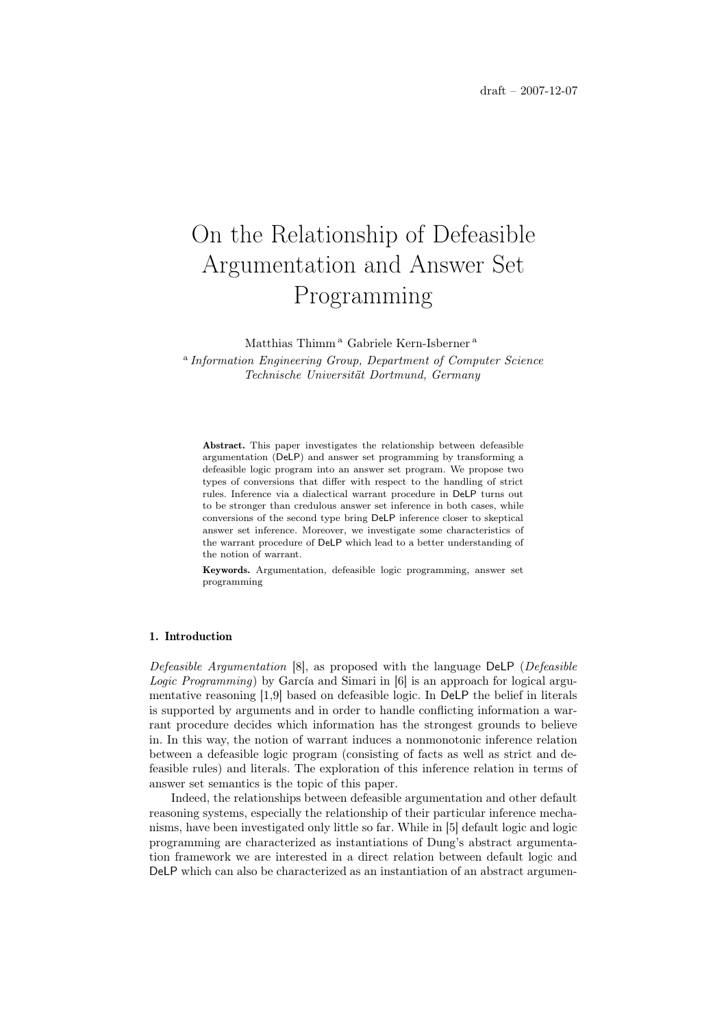draft – 2007-12-07

# On the Relationship of Defeasible Argumentation and Answer Set Programming

Matthias Thimm [a] Gabriele Kern-Isberner [a]

[a] *Information Engineering Group, Department of Computer Science Technische Universität Dortmund, Germany*

**Abstract.** This paper investigates the relationship between defeasible argumentation (DeLP) and answer set programming by transforming a defeasible logic program into an answer set program. We propose two types of conversions that differ with respect to the handling of strict rules. Inference via a dialectical warrant procedure in DeLP turns out to be stronger than credulous answer set inference in both cases, while conversions of the second type bring DeLP inference closer to skeptical answer set inference. Moreover, we investigate some characteristics of the warrant procedure of DeLP which lead to a better understanding of the notion of warrant.

**Keywords.** Argumentation, defeasible logic programming, answer set programming

## 1. Introduction

*Defeasible Argumentation* [8], as proposed with the language DeLP (*Defeasible Logic Programming*) by García and Simari in [6] is an approach for logical argumentative reasoning [1,9] based on defeasible logic. In DeLP the belief in literals is supported by arguments and in order to handle conflicting information a warrant procedure decides which information has the strongest grounds to believe in. In this way, the notion of warrant induces a nonmonotonic inference relation between a defeasible logic program (consisting of facts as well as strict and defeasible rules) and literals. The exploration of this inference relation in terms of answer set semantics is the topic of this paper.

Indeed, the relationships between defeasible argumentation and other default reasoning systems, especially the relationship of their particular inference mechanisms, have been investigated only little so far. While in [5] default logic and logic programming are characterized as instantiations of Dung's abstract argumentation framework we are interested in a direct relation between default logic and DeLP which can also be characterized as an instantiation of an abstract argumen-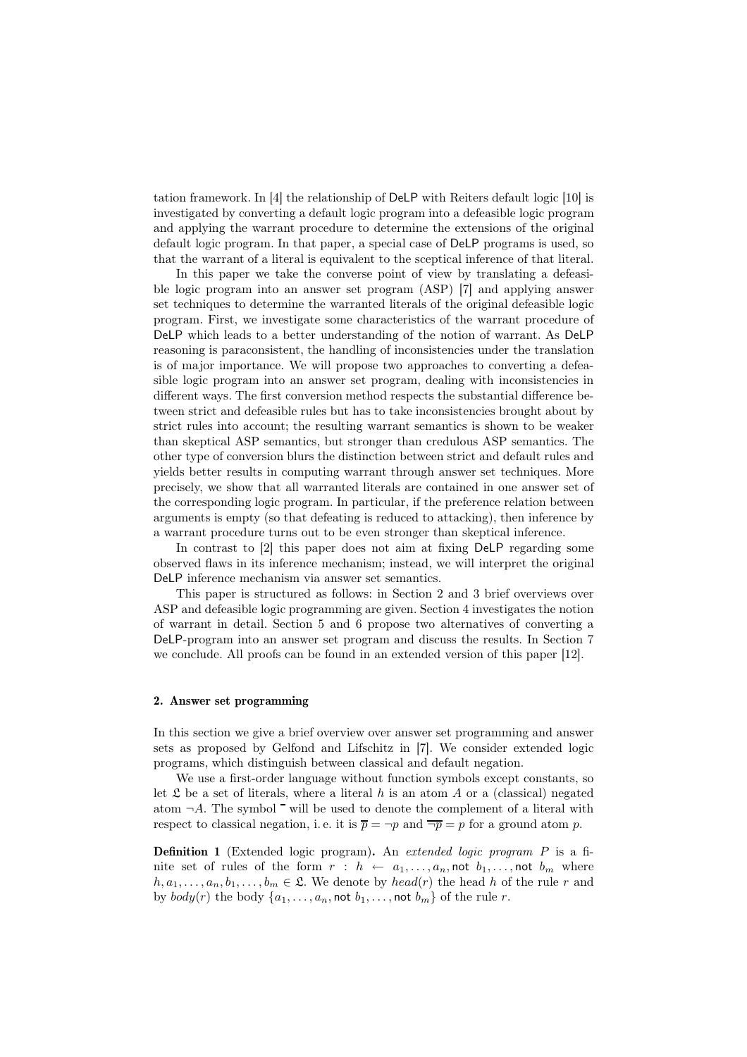tation framework. In [4] the relationship of DeLP with Reiters default logic [10] is investigated by converting a default logic program into a defeasible logic program and applying the warrant procedure to determine the extensions of the original default logic program. In that paper, a special case of DeLP programs is used, so that the warrant of a literal is equivalent to the sceptical inference of that literal.

In this paper we take the converse point of view by translating a defeasible logic program into an answer set program (ASP) [7] and applying answer set techniques to determine the warranted literals of the original defeasible logic program. First, we investigate some characteristics of the warrant procedure of DeLP which leads to a better understanding of the notion of warrant. As DeLP reasoning is paraconsistent, the handling of inconsistencies under the translation is of major importance. We will propose two approaches to converting a defeasible logic program into an answer set program, dealing with inconsistencies in different ways. The first conversion method respects the substantial difference between strict and defeasible rules but has to take inconsistencies brought about by strict rules into account; the resulting warrant semantics is shown to be weaker than skeptical ASP semantics, but stronger than credulous ASP semantics. The other type of conversion blurs the distinction between strict and default rules and yields better results in computing warrant through answer set techniques. More precisely, we show that all warranted literals are contained in one answer set of the corresponding logic program. In particular, if the preference relation between arguments is empty (so that defeating is reduced to attacking), then inference by a warrant procedure turns out to be even stronger than skeptical inference.

In contrast to [2] this paper does not aim at fixing DeLP regarding some observed flaws in its inference mechanism; instead, we will interpret the original DeLP inference mechanism via answer set semantics.

This paper is structured as follows: in Section 2 and 3 brief overviews over ASP and defeasible logic programming are given. Section 4 investigates the notion of warrant in detail. Section 5 and 6 propose two alternatives of converting a DeLP-program into an answer set program and discuss the results. In Section 7 we conclude. All proofs can be found in an extended version of this paper [12].

## 2. Answer set programming

In this section we give a brief overview over answer set programming and answer sets as proposed by Gelfond and Lifschitz in [7]. We consider extended logic programs, which distinguish between classical and default negation.

We use a first-order language without function symbols except constants, so let $\mathfrak{L}$ be a set of literals, where a literal $h$ is an atom $A$ or a (classical) negated atom $\neg A$. The symbol $\overline{\phantom{p}}$ will be used to denote the complement of a literal with respect to classical negation, i. e. it is $\overline{p} = \neg p$ and $\overline{\neg p} = p$ for a ground atom $p$.

**Definition 1** (Extended logic program)**.** An *extended logic program* $P$ is a finite set of rules of the form $r : h \leftarrow a_1, \ldots, a_n, \mathsf{not}\ b_1, \ldots, \mathsf{not}\ b_m$ where $h, a_1, \ldots, a_n, b_1, \ldots, b_m \in \mathfrak{L}$. We denote by $head(r)$ the head $h$ of the rule $r$ and by $body(r)$ the body $\{a_1, \ldots, a_n, \mathsf{not}\ b_1, \ldots, \mathsf{not}\ b_m\}$ of the rule $r$.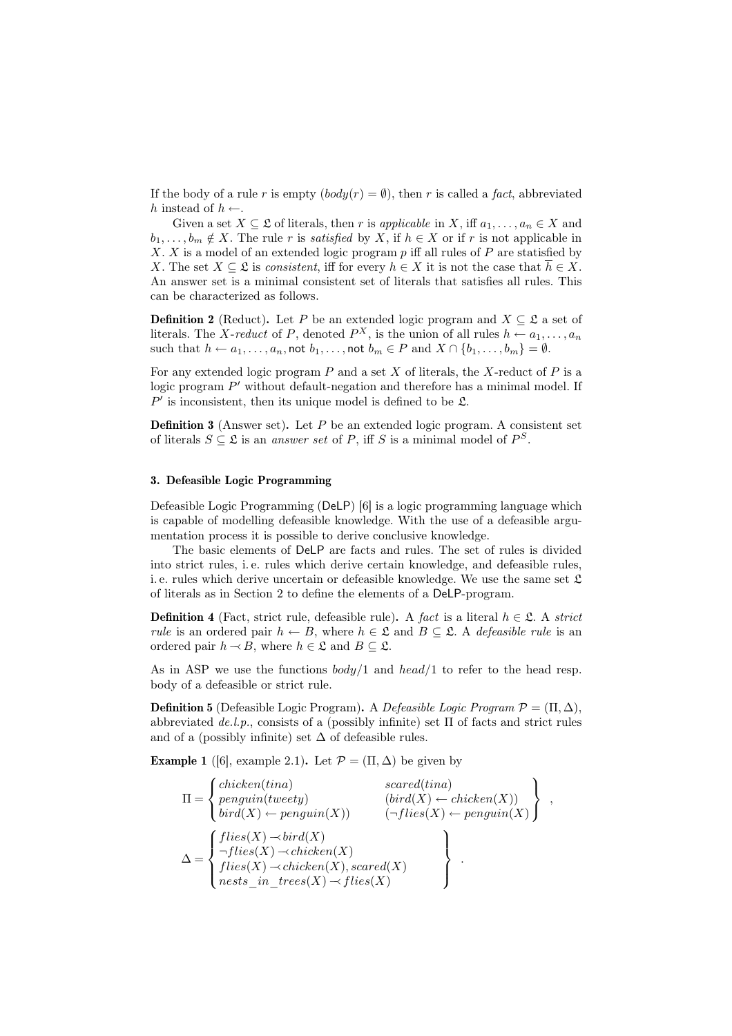If the body of a rule $r$ is empty ($body(r) = \emptyset$), then $r$ is called a *fact*, abbreviated $h$ instead of $h \leftarrow$.

Given a set $X \subseteq \mathfrak{L}$ of literals, then $r$ is *applicable* in $X$, iff $a_1, \ldots, a_n \in X$ and $b_1, \ldots, b_m \notin X$. The rule $r$ is *satisfied* by $X$, if $h \in X$ or if $r$ is not applicable in $X$. $X$ is a model of an extended logic program $p$ iff all rules of $P$ are statisfied by $X$. The set $X \subseteq \mathfrak{L}$ is *consistent*, iff for every $h \in X$ it is not the case that $\overline{h} \in X$. An answer set is a minimal consistent set of literals that satisfies all rules. This can be characterized as follows.

**Definition 2** (Reduct). Let $P$ be an extended logic program and $X \subseteq \mathfrak{L}$ a set of literals. The *X-reduct* of $P$, denoted $P^X$, is the union of all rules $h \leftarrow a_1, \ldots, a_n$ such that $h \leftarrow a_1, \ldots, a_n, \mathsf{not}\ b_1, \ldots, \mathsf{not}\ b_m \in P$ and $X \cap \{b_1, \ldots, b_m\} = \emptyset$.

For any extended logic program $P$ and a set $X$ of literals, the $X$-reduct of $P$ is a logic program $P'$ without default-negation and therefore has a minimal model. If $P'$ is inconsistent, then its unique model is defined to be $\mathfrak{L}$.

**Definition 3** (Answer set). Let $P$ be an extended logic program. A consistent set of literals $S \subseteq \mathfrak{L}$ is an *answer set* of $P$, iff $S$ is a minimal model of $P^S$.

### 3. Defeasible Logic Programming

Defeasible Logic Programming (DeLP) [6] is a logic programming language which is capable of modelling defeasible knowledge. With the use of a defeasible argumentation process it is possible to derive conclusive knowledge.

The basic elements of DeLP are facts and rules. The set of rules is divided into strict rules, i. e. rules which derive certain knowledge, and defeasible rules, i. e. rules which derive uncertain or defeasible knowledge. We use the same set $\mathfrak{L}$ of literals as in Section 2 to define the elements of a DeLP-program.

**Definition 4** (Fact, strict rule, defeasible rule). A *fact* is a literal $h \in \mathfrak{L}$. A *strict rule* is an ordered pair $h \leftarrow B$, where $h \in \mathfrak{L}$ and $B \subseteq \mathfrak{L}$. A *defeasible rule* is an ordered pair $h \prec B$, where $h \in \mathfrak{L}$ and $B \subseteq \mathfrak{L}$.

As in ASP we use the functions $body/1$ and $head/1$ to refer to the head resp. body of a defeasible or strict rule.

**Definition 5** (Defeasible Logic Program). A *Defeasible Logic Program* $\mathcal{P} = (\Pi, \Delta)$, abbreviated *de.l.p.*, consists of a (possibly infinite) set $\Pi$ of facts and strict rules and of a (possibly infinite) set $\Delta$ of defeasible rules.

**Example 1** ([6], example 2.1). Let $\mathcal{P} = (\Pi, \Delta)$ be given by

$$\Pi = \left\{ \begin{array}{ll} chicken(tina) & scared(tina) \\ penguin(tweety) & (bird(X) \leftarrow chicken(X)) \\ bird(X) \leftarrow penguin(X)) & (\neg flies(X) \leftarrow penguin(X) \end{array} \right\} ,$$

$$\Delta = \left\{ \begin{array}{l} flies(X) \prec bird(X) \\ \neg flies(X) \prec chicken(X) \\ flies(X) \prec chicken(X), scared(X) \\ nests\_in\_trees(X) \prec flies(X) \end{array} \right\} .$$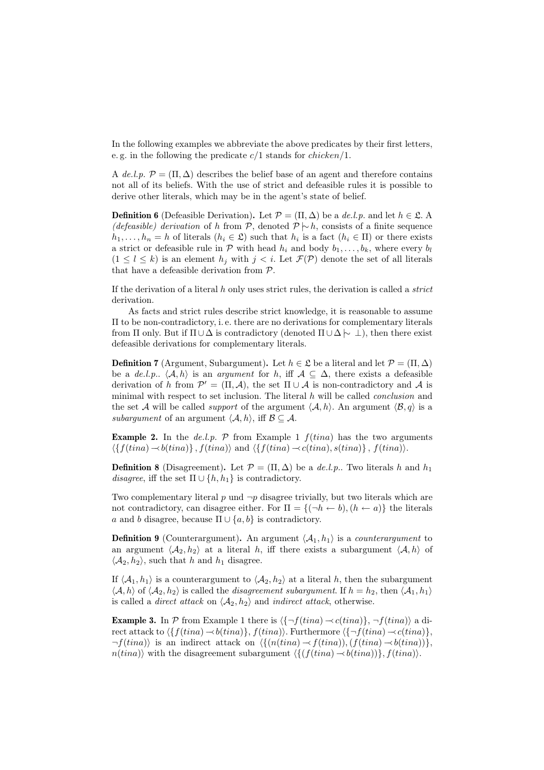In the following examples we abbreviate the above predicates by their first letters, e. g. in the following the predicate $c/1$ stands for $chicken/1$.

A *de.l.p.* $\mathcal{P} = (\Pi, \Delta)$ describes the belief base of an agent and therefore contains not all of its beliefs. With the use of strict and defeasible rules it is possible to derive other literals, which may be in the agent's state of belief.

**Definition 6** (Defeasible Derivation)**.** Let $\mathcal{P} = (\Pi, \Delta)$ be a *de.l.p.* and let $h \in \mathfrak{L}$. A *(defeasible) derivation* of $h$ from $\mathcal{P}$, denoted $\mathcal{P} \mathrel{|\!\!\sim} h$, consists of a finite sequence $h_1, \ldots, h_n = h$ of literals ($h_i \in \mathfrak{L}$) such that $h_i$ is a fact ($h_i \in \Pi$) or there exists a strict or defeasible rule in $\mathcal{P}$ with head $h_i$ and body $b_1, \ldots, b_k$, where every $b_l$ ($1 \leq l \leq k$) is an element $h_j$ with $j < i$. Let $\mathcal{F}(\mathcal{P})$ denote the set of all literals that have a defeasible derivation from $\mathcal{P}$.

If the derivation of a literal $h$ only uses strict rules, the derivation is called a *strict* derivation.

As facts and strict rules describe strict knowledge, it is reasonable to assume $\Pi$ to be non-contradictory, i. e. there are no derivations for complementary literals from $\Pi$ only. But if $\Pi \cup \Delta$ is contradictory (denoted $\Pi \cup \Delta \mathrel{|\!\!\sim} \bot$), then there exist defeasible derivations for complementary literals.

**Definition 7** (Argument, Subargument)**.** Let $h \in \mathfrak{L}$ be a literal and let $\mathcal{P} = (\Pi, \Delta)$ be a *de.l.p.*. $\langle \mathcal{A}, h \rangle$ is an *argument* for $h$, iff $\mathcal{A} \subseteq \Delta$, there exists a defeasible derivation of $h$ from $\mathcal{P}' = (\Pi, \mathcal{A})$, the set $\Pi \cup \mathcal{A}$ is non-contradictory and $\mathcal{A}$ is minimal with respect to set inclusion. The literal $h$ will be called *conclusion* and the set $\mathcal{A}$ will be called *support* of the argument $\langle \mathcal{A}, h \rangle$. An argument $\langle \mathcal{B}, q \rangle$ is a *subargument* of an argument $\langle \mathcal{A}, h \rangle$, iff $\mathcal{B} \subseteq \mathcal{A}$.

**Example 2.** In the *de.l.p.* $\mathcal{P}$ from Example 1 $f(tina)$ has the two arguments $\langle \{f(tina) \prec b(tina)\}, f(tina) \rangle$ and $\langle \{f(tina) \prec c(tina), s(tina)\}, f(tina) \rangle$.

**Definition 8** (Disagreement)**.** Let $\mathcal{P} = (\Pi, \Delta)$ be a *de.l.p.*. Two literals $h$ and $h_1$ *disagree*, iff the set $\Pi \cup \{h, h_1\}$ is contradictory.

Two complementary literal $p$ und $\neg p$ disagree trivially, but two literals which are not contradictory, can disagree either. For $\Pi = \{(\neg h \leftarrow b), (h \leftarrow a)\}$ the literals $a$ and $b$ disagree, because $\Pi \cup \{a, b\}$ is contradictory.

**Definition 9** (Counterargument)**.** An argument $\langle \mathcal{A}_1, h_1 \rangle$ is a *counterargument* to an argument $\langle \mathcal{A}_2, h_2 \rangle$ at a literal $h$, iff there exists a subargument $\langle \mathcal{A}, h \rangle$ of $\langle \mathcal{A}_2, h_2 \rangle$, such that $h$ and $h_1$ disagree.

If $\langle \mathcal{A}_1, h_1 \rangle$ is a counterargument to $\langle \mathcal{A}_2, h_2 \rangle$ at a literal $h$, then the subargument $\langle \mathcal{A}, h \rangle$ of $\langle \mathcal{A}_2, h_2 \rangle$ is called the *disagreement subargument*. If $h = h_2$, then $\langle \mathcal{A}_1, h_1 \rangle$ is called a *direct attack* on $\langle \mathcal{A}_2, h_2 \rangle$ and *indirect attack*, otherwise.

**Example 3.** In $\mathcal{P}$ from Example 1 there is $\langle \{\neg f(tina) \prec c(tina)\}, \neg f(tina) \rangle$ a direct attack to $\langle \{f(tina) \prec b(tina)\}, f(tina) \rangle$. Furthermore $\langle \{\neg f(tina) \prec c(tina)\}, \neg f(tina) \rangle$ is an indirect attack on $\langle \{(n(tina) \prec f(tina)), (f(tina) \prec b(tina))\}, n(tina) \rangle$ with the disagreement subargument $\langle \{(f(tina) \prec b(tina))\}, f(tina) \rangle$.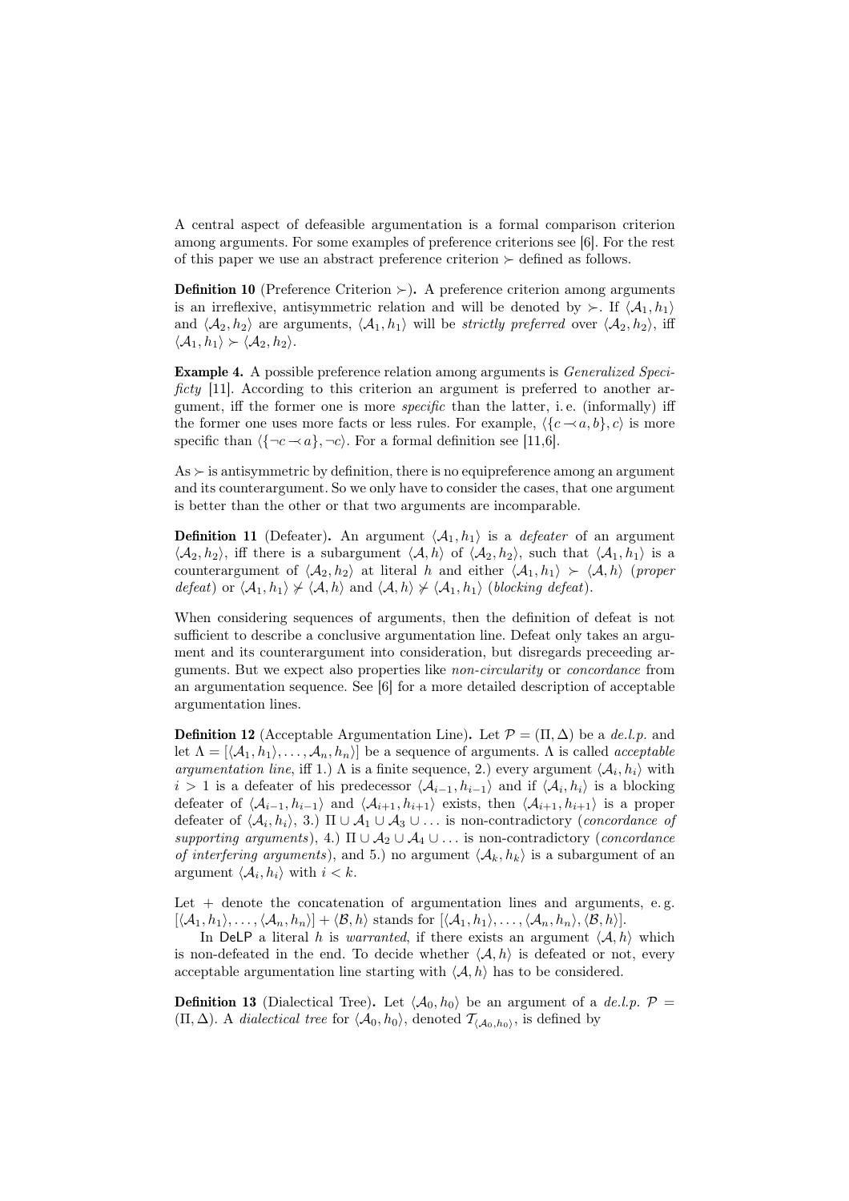A central aspect of defeasible argumentation is a formal comparison criterion among arguments. For some examples of preference criterions see [6]. For the rest of this paper we use an abstract preference criterion $\succ$ defined as follows.

**Definition 10** (Preference Criterion $\succ$)**.** A preference criterion among arguments is an irreflexive, antisymmetric relation and will be denoted by $\succ$. If $\langle \mathcal{A}_1, h_1 \rangle$ and $\langle \mathcal{A}_2, h_2 \rangle$ are arguments, $\langle \mathcal{A}_1, h_1 \rangle$ will be *strictly preferred* over $\langle \mathcal{A}_2, h_2 \rangle$, iff $\langle \mathcal{A}_1, h_1 \rangle \succ \langle \mathcal{A}_2, h_2 \rangle$.

**Example 4.** A possible preference relation among arguments is *Generalized Specificty* [11]. According to this criterion an argument is preferred to another argument, iff the former one is more *specific* than the latter, i. e. (informally) iff the former one uses more facts or less rules. For example, $\langle \{c \prec a, b\}, c \rangle$ is more specific than $\langle \{\neg c \prec a\}, \neg c \rangle$. For a formal definition see [11,6].

As $\succ$ is antisymmetric by definition, there is no equipreference among an argument and its counterargument. So we only have to consider the cases, that one argument is better than the other or that two arguments are incomparable.

**Definition 11** (Defeater)**.** An argument $\langle \mathcal{A}_1, h_1 \rangle$ is a *defeater* of an argument $\langle \mathcal{A}_2, h_2 \rangle$, iff there is a subargument $\langle \mathcal{A}, h \rangle$ of $\langle \mathcal{A}_2, h_2 \rangle$, such that $\langle \mathcal{A}_1, h_1 \rangle$ is a counterargument of $\langle \mathcal{A}_2, h_2 \rangle$ at literal $h$ and either $\langle \mathcal{A}_1, h_1 \rangle \succ \langle \mathcal{A}, h \rangle$ (*proper defeat*) or $\langle \mathcal{A}_1, h_1 \rangle \not\succ \langle \mathcal{A}, h \rangle$ and $\langle \mathcal{A}, h \rangle \not\succ \langle \mathcal{A}_1, h_1 \rangle$ (*blocking defeat*).

When considering sequences of arguments, then the definition of defeat is not sufficient to describe a conclusive argumentation line. Defeat only takes an argument and its counterargument into consideration, but disregards preceeding arguments. But we expect also properties like *non-circularity* or *concordance* from an argumentation sequence. See [6] for a more detailed description of acceptable argumentation lines.

**Definition 12** (Acceptable Argumentation Line)**.** Let $\mathcal{P} = (\Pi, \Delta)$ be a *de.l.p.* and let $\Lambda = [\langle \mathcal{A}_1, h_1 \rangle, \ldots, \mathcal{A}_n, h_n \rangle]$ be a sequence of arguments. $\Lambda$ is called *acceptable argumentation line*, iff 1.) $\Lambda$ is a finite sequence, 2.) every argument $\langle \mathcal{A}_i, h_i \rangle$ with $i > 1$ is a defeater of his predecessor $\langle \mathcal{A}_{i-1}, h_{i-1} \rangle$ and if $\langle \mathcal{A}_i, h_i \rangle$ is a blocking defeater of $\langle \mathcal{A}_{i-1}, h_{i-1} \rangle$ and $\langle \mathcal{A}_{i+1}, h_{i+1} \rangle$ exists, then $\langle \mathcal{A}_{i+1}, h_{i+1} \rangle$ is a proper defeater of $\langle \mathcal{A}_i, h_i \rangle$, 3.) $\Pi \cup \mathcal{A}_1 \cup \mathcal{A}_3 \cup \ldots$ is non-contradictory (*concordance of supporting arguments*), 4.) $\Pi \cup \mathcal{A}_2 \cup \mathcal{A}_4 \cup \ldots$ is non-contradictory (*concordance of interfering arguments*), and 5.) no argument $\langle \mathcal{A}_k, h_k \rangle$ is a subargument of an argument $\langle \mathcal{A}_i, h_i \rangle$ with $i < k$.

Let $+$ denote the concatenation of argumentation lines and arguments, e. g. $[\langle \mathcal{A}_1, h_1 \rangle, \ldots, \langle \mathcal{A}_n, h_n \rangle] + \langle \mathcal{B}, h \rangle$ stands for $[\langle \mathcal{A}_1, h_1 \rangle, \ldots, \langle \mathcal{A}_n, h_n \rangle, \langle \mathcal{B}, h \rangle]$.

In DeLP a literal $h$ is *warranted*, if there exists an argument $\langle \mathcal{A}, h \rangle$ which is non-defeated in the end. To decide whether $\langle \mathcal{A}, h \rangle$ is defeated or not, every acceptable argumentation line starting with $\langle \mathcal{A}, h \rangle$ has to be considered.

**Definition 13** (Dialectical Tree)**.** Let $\langle \mathcal{A}_0, h_0 \rangle$ be an argument of a *de.l.p.* $\mathcal{P} = (\Pi, \Delta)$. A *dialectical tree* for $\langle \mathcal{A}_0, h_0 \rangle$, denoted $\mathcal{T}_{\langle \mathcal{A}_0, h_0 \rangle}$, is defined by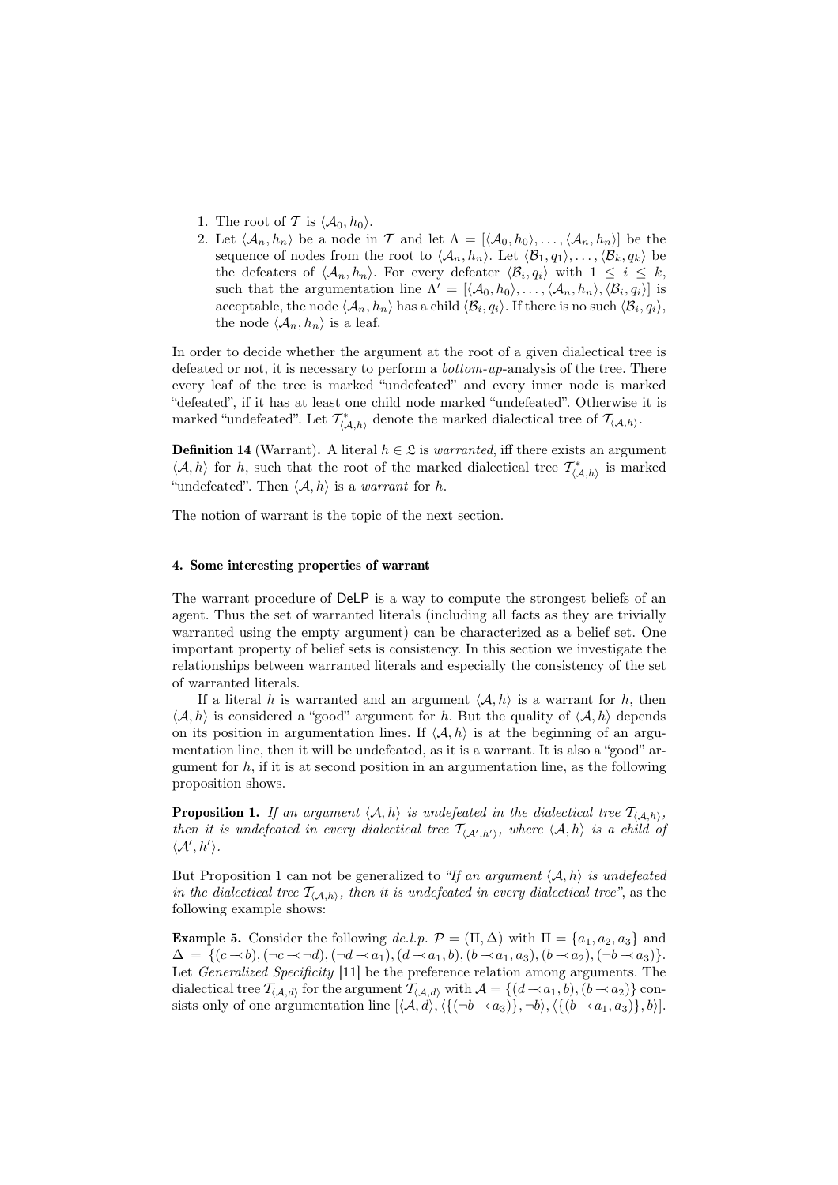1. The root of $\mathcal{T}$ is $\langle \mathcal{A}_0, h_0 \rangle$.
2. Let $\langle \mathcal{A}_n, h_n \rangle$ be a node in $\mathcal{T}$ and let $\Lambda = [\langle \mathcal{A}_0, h_0 \rangle, \ldots, \langle \mathcal{A}_n, h_n \rangle]$ be the sequence of nodes from the root to $\langle \mathcal{A}_n, h_n \rangle$. Let $\langle \mathcal{B}_1, q_1 \rangle, \ldots, \langle \mathcal{B}_k, q_k \rangle$ be the defeaters of $\langle \mathcal{A}_n, h_n \rangle$. For every defeater $\langle \mathcal{B}_i, q_i \rangle$ with $1 \leq i \leq k$, such that the argumentation line $\Lambda' = [\langle \mathcal{A}_0, h_0 \rangle, \ldots, \langle \mathcal{A}_n, h_n \rangle, \langle \mathcal{B}_i, q_i \rangle]$ is acceptable, the node $\langle \mathcal{A}_n, h_n \rangle$ has a child $\langle \mathcal{B}_i, q_i \rangle$. If there is no such $\langle \mathcal{B}_i, q_i \rangle$, the node $\langle \mathcal{A}_n, h_n \rangle$ is a leaf.

In order to decide whether the argument at the root of a given dialectical tree is defeated or not, it is necessary to perform a *bottom-up*-analysis of the tree. There every leaf of the tree is marked "undefeated" and every inner node is marked "defeated", if it has at least one child node marked "undefeated". Otherwise it is marked "undefeated". Let $\mathcal{T}^*_{\langle \mathcal{A}, h \rangle}$ denote the marked dialectical tree of $\mathcal{T}_{\langle \mathcal{A}, h \rangle}$.

**Definition 14** (Warrant)**.** A literal $h \in \mathfrak{L}$ is *warranted*, iff there exists an argument $\langle \mathcal{A}, h \rangle$ for $h$, such that the root of the marked dialectical tree $\mathcal{T}^*_{\langle \mathcal{A}, h \rangle}$ is marked "undefeated". Then $\langle \mathcal{A}, h \rangle$ is a *warrant* for $h$.

The notion of warrant is the topic of the next section.

## 4. Some interesting properties of warrant

The warrant procedure of DeLP is a way to compute the strongest beliefs of an agent. Thus the set of warranted literals (including all facts as they are trivially warranted using the empty argument) can be characterized as a belief set. One important property of belief sets is consistency. In this section we investigate the relationships between warranted literals and especially the consistency of the set of warranted literals.

If a literal $h$ is warranted and an argument $\langle \mathcal{A}, h \rangle$ is a warrant for $h$, then $\langle \mathcal{A}, h \rangle$ is considered a "good" argument for $h$. But the quality of $\langle \mathcal{A}, h \rangle$ depends on its position in argumentation lines. If $\langle \mathcal{A}, h \rangle$ is at the beginning of an argumentation line, then it will be undefeated, as it is a warrant. It is also a "good" argument for $h$, if it is at second position in an argumentation line, as the following proposition shows.

**Proposition 1.** *If an argument $\langle \mathcal{A}, h \rangle$ is undefeated in the dialectical tree $\mathcal{T}_{\langle \mathcal{A}, h \rangle}$, then it is undefeated in every dialectical tree $\mathcal{T}_{\langle \mathcal{A}', h' \rangle}$, where $\langle \mathcal{A}, h \rangle$ is a child of $\langle \mathcal{A}', h' \rangle$.*

But Proposition 1 can not be generalized to *"If an argument $\langle \mathcal{A}, h \rangle$ is undefeated in the dialectical tree $\mathcal{T}_{\langle \mathcal{A}, h \rangle}$, then it is undefeated in every dialectical tree"*, as the following example shows:

**Example 5.** Consider the following *de.l.p.* $\mathcal{P} = (\Pi, \Delta)$ with $\Pi = \{a_1, a_2, a_3\}$ and $\Delta = \{(c \prec b), (\neg c \prec \neg d), (\neg d \prec a_1), (d \prec a_1, b), (b \prec a_1, a_3), (b \prec a_2), (\neg b \prec a_3)\}$. Let *Generalized Specificity* [11] be the preference relation among arguments. The dialectical tree $\mathcal{T}_{\langle \mathcal{A}, d \rangle}$ for the argument $\mathcal{T}_{\langle \mathcal{A}, d \rangle}$ with $\mathcal{A} = \{(d \prec a_1, b), (b \prec a_2)\}$ consists only of one argumentation line $[\langle \mathcal{A}, d \rangle, \langle \{(\neg b \prec a_3)\}, \neg b \rangle, \langle \{(b \prec a_1, a_3)\}, b \rangle]$.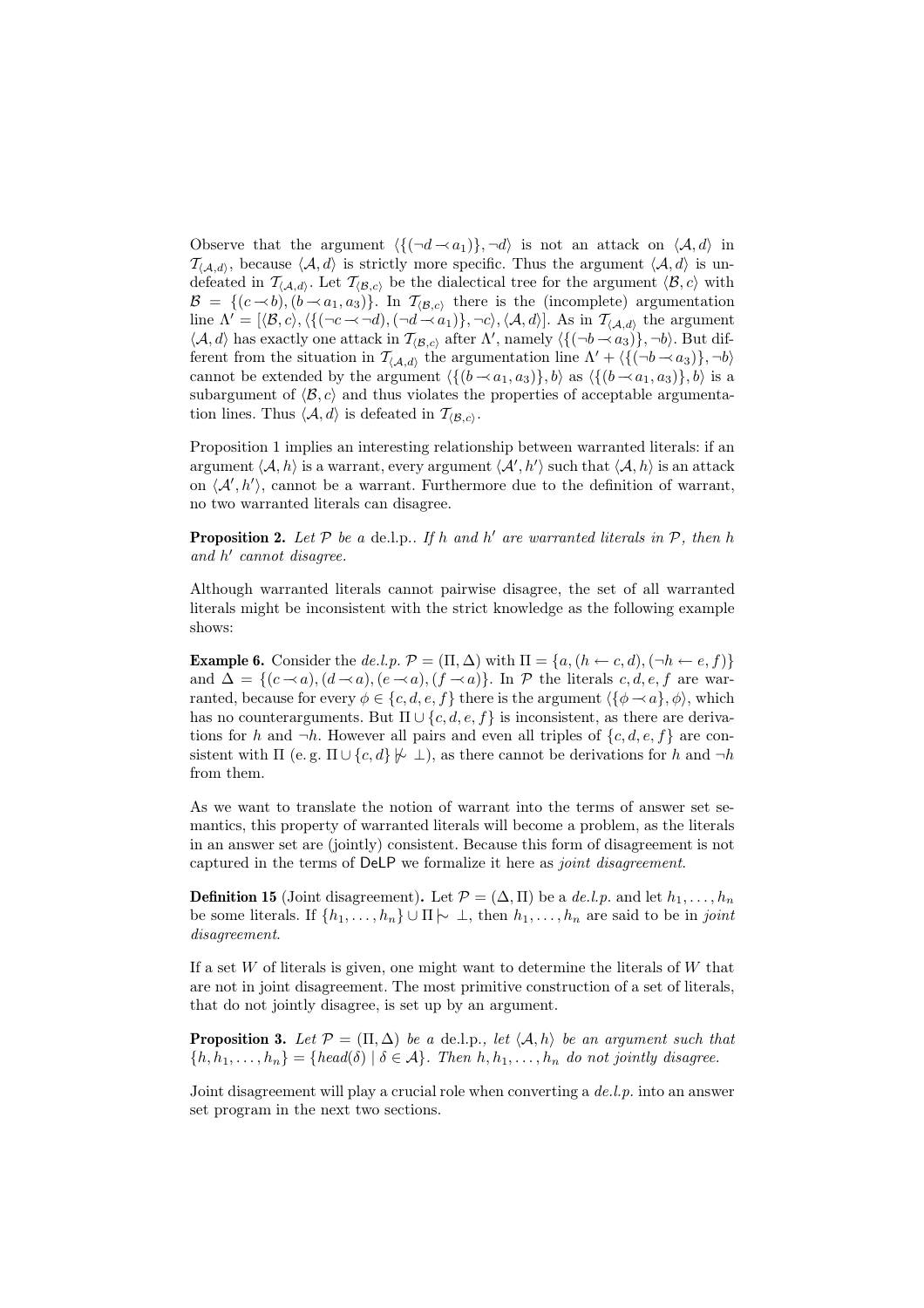Observe that the argument $\langle\{(\neg d \prec a_1)\}, \neg d\rangle$ is not an attack on $\langle\mathcal{A}, d\rangle$ in $\mathcal{T}_{\langle\mathcal{A},d\rangle}$, because $\langle\mathcal{A}, d\rangle$ is strictly more specific. Thus the argument $\langle\mathcal{A}, d\rangle$ is undefeated in $\mathcal{T}_{\langle\mathcal{A},d\rangle}$. Let $\mathcal{T}_{\langle\mathcal{B},c\rangle}$ be the dialectical tree for the argument $\langle\mathcal{B}, c\rangle$ with $\mathcal{B} = \{(c \prec b), (b \prec a_1, a_3)\}$. In $\mathcal{T}_{\langle\mathcal{B},c\rangle}$ there is the (incomplete) argumentation line $\Lambda' = [\langle\mathcal{B}, c\rangle, \langle\{(\neg c \prec \neg d), (\neg d \prec a_1)\}, \neg c\rangle, \langle\mathcal{A}, d\rangle]$. As in $\mathcal{T}_{\langle\mathcal{A},d\rangle}$ the argument $\langle\mathcal{A}, d\rangle$ has exactly one attack in $\mathcal{T}_{\langle\mathcal{B},c\rangle}$ after $\Lambda'$, namely $\langle\{(\neg b \prec a_3)\}, \neg b\rangle$. But different from the situation in $\mathcal{T}_{\langle\mathcal{A},d\rangle}$ the argumentation line $\Lambda' + \langle\{(\neg b \prec a_3)\}, \neg b\rangle$ cannot be extended by the argument $\langle\{(b \prec a_1, a_3)\}, b\rangle$ as $\langle\{(b \prec a_1, a_3)\}, b\rangle$ is a subargument of $\langle\mathcal{B}, c\rangle$ and thus violates the properties of acceptable argumentation lines. Thus $\langle\mathcal{A}, d\rangle$ is defeated in $\mathcal{T}_{\langle\mathcal{B},c\rangle}$.

Proposition 1 implies an interesting relationship between warranted literals: if an argument $\langle\mathcal{A}, h\rangle$ is a warrant, every argument $\langle\mathcal{A}', h'\rangle$ such that $\langle\mathcal{A}, h\rangle$ is an attack on $\langle\mathcal{A}', h'\rangle$, cannot be a warrant. Furthermore due to the definition of warrant, no two warranted literals can disagree.

**Proposition 2.** *Let $\mathcal{P}$ be a* de.l.p.*. If $h$ and $h'$ are warranted literals in $\mathcal{P}$, then $h$ and $h'$ cannot disagree.*

Although warranted literals cannot pairwise disagree, the set of all warranted literals might be inconsistent with the strict knowledge as the following example shows:

**Example 6.** Consider the *de.l.p.* $\mathcal{P} = (\Pi, \Delta)$ with $\Pi = \{a, (h \leftarrow c, d), (\neg h \leftarrow e, f)\}$ and $\Delta = \{(c \prec a), (d \prec a), (e \prec a), (f \prec a)\}$. In $\mathcal{P}$ the literals $c, d, e, f$ are warranted, because for every $\phi \in \{c, d, e, f\}$ there is the argument $\langle\{\phi \prec a\}, \phi\rangle$, which has no counterarguments. But $\Pi \cup \{c, d, e, f\}$ is inconsistent, as there are derivations for $h$ and $\neg h$. However all pairs and even all triples of $\{c, d, e, f\}$ are consistent with $\Pi$ (e. g. $\Pi \cup \{c, d\} \not\mathrel{|\!\!\sim} \bot$), as there cannot be derivations for $h$ and $\neg h$ from them.

As we want to translate the notion of warrant into the terms of answer set semantics, this property of warranted literals will become a problem, as the literals in an answer set are (jointly) consistent. Because this form of disagreement is not captured in the terms of DeLP we formalize it here as *joint disagreement*.

**Definition 15** (Joint disagreement)**.** Let $\mathcal{P} = (\Delta, \Pi)$ be a *de.l.p.* and let $h_1, \ldots, h_n$ be some literals. If $\{h_1, \ldots, h_n\} \cup \Pi \mathrel{|\!\!\sim} \bot$, then $h_1, \ldots, h_n$ are said to be in *joint disagreement*.

If a set $W$ of literals is given, one might want to determine the literals of $W$ that are not in joint disagreement. The most primitive construction of a set of literals, that do not jointly disagree, is set up by an argument.

**Proposition 3.** *Let $\mathcal{P} = (\Pi, \Delta)$ be a* de.l.p.*, let $\langle\mathcal{A}, h\rangle$ be an argument such that $\{h, h_1, \ldots, h_n\} = \{head(\delta) \mid \delta \in \mathcal{A}\}$. Then $h, h_1, \ldots, h_n$ do not jointly disagree.*

Joint disagreement will play a crucial role when converting a *de.l.p.* into an answer set program in the next two sections.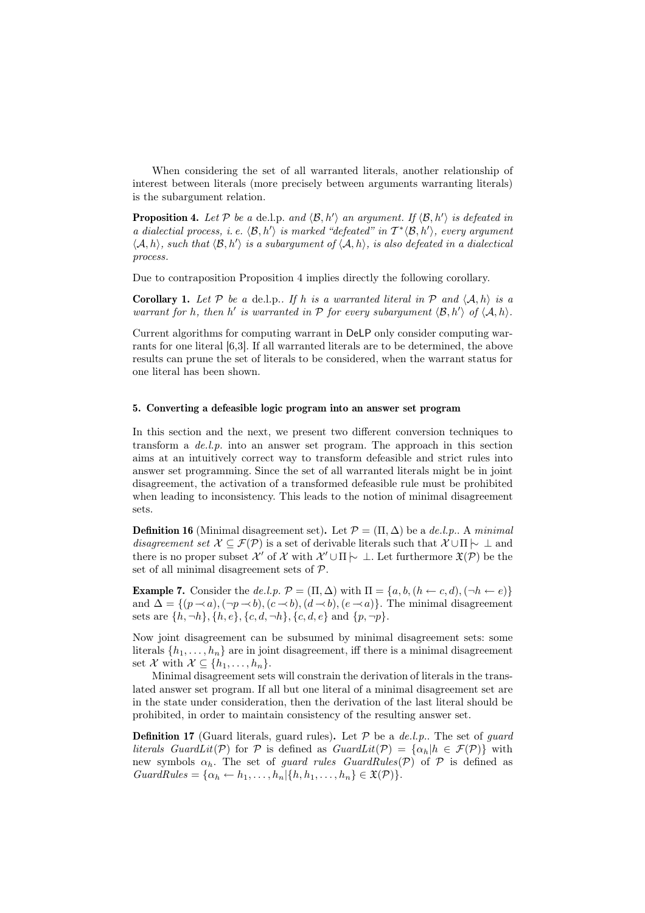When considering the set of all warranted literals, another relationship of interest between literals (more precisely between arguments warranting literals) is the subargument relation.

**Proposition 4.** *Let $\mathcal{P}$ be a* de.l.p. *and $\langle \mathcal{B}, h' \rangle$ an argument. If $\langle \mathcal{B}, h' \rangle$ is defeated in a dialectial process, i. e. $\langle \mathcal{B}, h' \rangle$ is marked "defeated" in $\mathcal{T}^*\langle \mathcal{B}, h' \rangle$, every argument $\langle \mathcal{A}, h \rangle$, such that $\langle \mathcal{B}, h' \rangle$ is a subargument of $\langle \mathcal{A}, h \rangle$, is also defeated in a dialectical process.*

Due to contraposition Proposition 4 implies directly the following corollary.

**Corollary 1.** *Let $\mathcal{P}$ be a* de.l.p.*. If $h$ is a warranted literal in $\mathcal{P}$ and $\langle \mathcal{A}, h \rangle$ is a warrant for $h$, then $h'$ is warranted in $\mathcal{P}$ for every subargument $\langle \mathcal{B}, h' \rangle$ of $\langle \mathcal{A}, h \rangle$.*

Current algorithms for computing warrant in DeLP only consider computing warrants for one literal [6,3]. If all warranted literals are to be determined, the above results can prune the set of literals to be considered, when the warrant status for one literal has been shown.

## 5. Converting a defeasible logic program into an answer set program

In this section and the next, we present two different conversion techniques to transform a *de.l.p.* into an answer set program. The approach in this section aims at an intuitively correct way to transform defeasible and strict rules into answer set programming. Since the set of all warranted literals might be in joint disagreement, the activation of a transformed defeasible rule must be prohibited when leading to inconsistency. This leads to the notion of minimal disagreement sets.

**Definition 16** (Minimal disagreement set)**.** Let $\mathcal{P} = (\Pi, \Delta)$ be a *de.l.p.*. A *minimal disagreement set* $\mathcal{X} \subseteq \mathcal{F}(\mathcal{P})$ is a set of derivable literals such that $\mathcal{X} \cup \Pi \mathrel{|\!\!\sim} \bot$ and there is no proper subset $\mathcal{X}'$ of $\mathcal{X}$ with $\mathcal{X}' \cup \Pi \mathrel{|\!\!\sim} \bot$. Let furthermore $\mathfrak{X}(\mathcal{P})$ be the set of all minimal disagreement sets of $\mathcal{P}$.

**Example 7.** Consider the *de.l.p.* $\mathcal{P} = (\Pi, \Delta)$ with $\Pi = \{a, b, (h \leftarrow c, d), (\neg h \leftarrow e)\}$ and $\Delta = \{(p \prec a), (\neg p \prec b), (c \prec b), (d \prec b), (e \prec a)\}$. The minimal disagreement sets are $\{h, \neg h\}, \{h, e\}, \{c, d, \neg h\}, \{c, d, e\}$ and $\{p, \neg p\}$.

Now joint disagreement can be subsumed by minimal disagreement sets: some literals $\{h_1, \ldots, h_n\}$ are in joint disagreement, iff there is a minimal disagreement set $\mathcal{X}$ with $\mathcal{X} \subseteq \{h_1, \ldots, h_n\}$.

Minimal disagreement sets will constrain the derivation of literals in the translated answer set program. If all but one literal of a minimal disagreement set are in the state under consideration, then the derivation of the last literal should be prohibited, in order to maintain consistency of the resulting answer set.

**Definition 17** (Guard literals, guard rules)**.** Let $\mathcal{P}$ be a *de.l.p.*. The set of *guard literals* $\mathit{GuardLit}(\mathcal{P})$ for $\mathcal{P}$ is defined as $\mathit{GuardLit}(\mathcal{P}) = \{\alpha_h | h \in \mathcal{F}(\mathcal{P})\}$ with new symbols $\alpha_h$. The set of *guard rules* $\mathit{GuardRules}(\mathcal{P})$ of $\mathcal{P}$ is defined as $\mathit{GuardRules} = \{\alpha_h \leftarrow h_1, \ldots, h_n | \{h, h_1, \ldots, h_n\} \in \mathfrak{X}(\mathcal{P})\}$.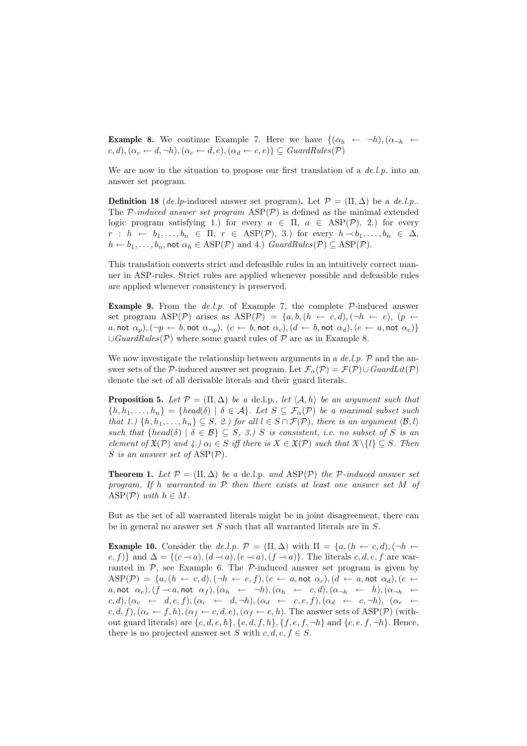**Example 8.** We continue Example 7. Here we have $\{(\alpha_h \leftarrow \neg h), (\alpha_{\neg h} \leftarrow c, d), (\alpha_c \leftarrow d, \neg h), (\alpha_c \leftarrow d, e), (\alpha_d \leftarrow c, e)\} \subseteq \mathit{GuardRules}(\mathcal{P})$

We are now in the situation to propose our first translation of a *de.l.p.* into an answer set program.

**Definition 18** (*de.lp*-induced answer set program)**.** Let $\mathcal{P} = (\Pi, \Delta)$ be a *de.l.p.*. The $\mathcal{P}$*-induced answer set program* $\mathrm{ASP}(\mathcal{P})$ is defined as the minimal extended logic program satisfying 1.) for every $a \in \Pi$, $a \in \mathrm{ASP}(\mathcal{P})$, 2.) for every $r : h \leftarrow b_1, \ldots, b_n \in \Pi$, $r \in \mathrm{ASP}(\mathcal{P})$, 3.) for every $h \prec b_1, \ldots, b_n \in \Delta$, $h \leftarrow b_1, \ldots, b_n, \mathsf{not}\ \alpha_h \in \mathrm{ASP}(\mathcal{P})$ and 4.) $\mathit{GuardRules}(\mathcal{P}) \subseteq \mathrm{ASP}(\mathcal{P})$.

This translation converts strict and defeasible rules in an intuitively correct manner in ASP-rules. Strict rules are applied whenever possible and defeasible rules are applied whenever consistency is preserved.

**Example 9.** From the *de.l.p.* of Example 7, the complete $\mathcal{P}$-induced answer set program $\mathrm{ASP}(\mathcal{P})$ arises as $\mathrm{ASP}(\mathcal{P}) = \{a, b, (h \leftarrow c, d), (\neg h \leftarrow e), (p \leftarrow a, \mathsf{not}\ \alpha_p), (\neg p \leftarrow b, \mathsf{not}\ \alpha_{\neg p}), (c \leftarrow b, \mathsf{not}\ \alpha_c), (d \leftarrow b, \mathsf{not}\ \alpha_d), (e \leftarrow a, \mathsf{not}\ \alpha_e)\} \cup \mathit{GuardRules}(\mathcal{P})$ where some guard rules of $\mathcal{P}$ are as in Example 8.

We now investigate the relationship between arguments in a *de.l.p.* $\mathcal{P}$ and the answer sets of the $\mathcal{P}$-induced answer set program. Let $\mathcal{F}_\alpha(\mathcal{P}) = \mathcal{F}(\mathcal{P}) \cup \mathit{GuardLit}(\mathcal{P})$ denote the set of all derivable literals and their guard literals.

**Proposition 5.** *Let $\mathcal{P} = (\Pi, \Delta)$ be a* de.l.p.*, let $\langle \mathcal{A}, h\rangle$ be an argument such that $\{h, h_1, \ldots, h_n\} = \{head(\delta) \mid \delta \in \mathcal{A}\}$. Let $S \subseteq \mathcal{F}_\alpha(\mathcal{P})$ be a maximal subset such that 1.) $\{h, h_1, \ldots, h_n\} \subseteq S$, 2.) for all $l \in S \cap \mathcal{F}(\mathcal{P})$, there is an argument $\langle \mathcal{B}, l\rangle$ such that $\{head(\delta) \mid \delta \in \mathcal{B}\} \subseteq S$, 3.) $S$ is consistent, i.e. no subset of $S$ is an element of $\mathfrak{X}(\mathcal{P})$ and 4.) $\alpha_l \in S$ iff there is $X \in \mathfrak{X}(\mathcal{P})$ such that $X \setminus \{l\} \subseteq S$. Then $S$ is an answer set of $\mathrm{ASP}(\mathcal{P})$.*

**Theorem 1.** *Let $\mathcal{P} = (\Pi, \Delta)$ be a* de.l.p. *and $\mathrm{ASP}(\mathcal{P})$ the $\mathcal{P}$-induced answer set program. If $h$ warranted in $\mathcal{P}$ then there exists at least one answer set $M$ of $\mathrm{ASP}(\mathcal{P})$ with $h \in M$.*

But as the set of all warranted literals might be in joint disagreement, there can be in general no answer set $S$ such that all warranted literals are in $S$.

**Example 10.** Consider the *de.l.p.* $\mathcal{P} = (\Pi, \Delta)$ with $\Pi = \{a, (h \leftarrow c, d), (\neg h \leftarrow e, f)\}$ and $\Delta = \{(c \prec a), (d \prec a), (e \prec a), (f \prec a)\}$. The literals $c, d, e, f$ are warranted in $\mathcal{P}$, see Example 6. The $\mathcal{P}$-induced answer set program is given by $\mathrm{ASP}(\mathcal{P}) = \{a, (h \leftarrow c, d), (\neg h \leftarrow e, f), (c \leftarrow a, \mathsf{not}\ \alpha_c), (d \leftarrow a, \mathsf{not}\ \alpha_d), (e \leftarrow a, \mathsf{not}\ \alpha_e), (f \prec a, \mathsf{not}\ \alpha_f), (\alpha_h \leftarrow \neg h), (\alpha_h \leftarrow c, d), (\alpha_{\neg h} \leftarrow h), (\alpha_{\neg h} \leftarrow c, d), (\alpha_c \leftarrow d, e, f), (\alpha_c \leftarrow d, \neg h), (\alpha_d \leftarrow c, e, f), (\alpha_d \leftarrow c, \neg h), (\alpha_e \leftarrow c, d, f), (\alpha_e \leftarrow f, h), (\alpha_f \leftarrow c, d, e), (\alpha_f \leftarrow e, h)$. The answer sets of $\mathrm{ASP}(\mathcal{P})$ (without guard literals) are $\{c, d, e, h\}, \{c, d, f, h\}, \{f, e, f, \neg h\}$ and $\{c, e, f, \neg h\}$. Hence, there is no projected answer set $S$ with $c, d, e, f \in S$.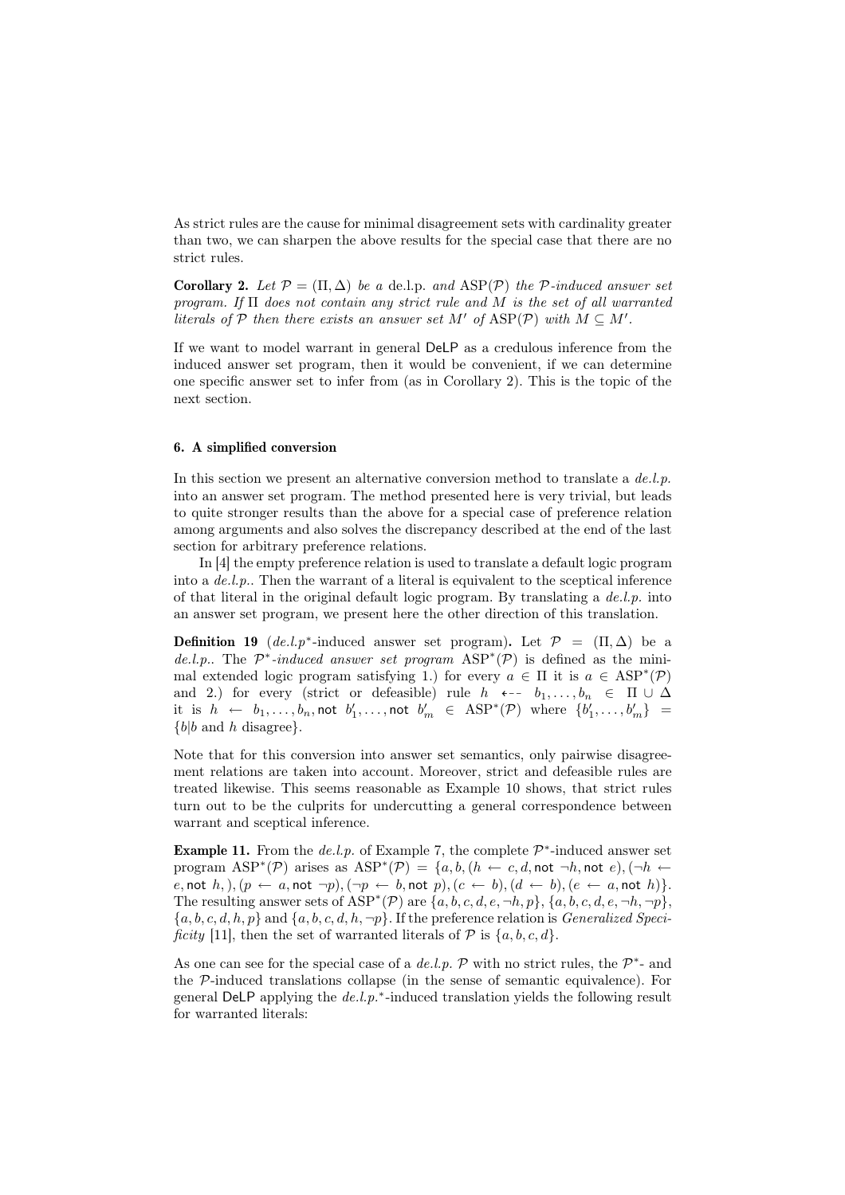As strict rules are the cause for minimal disagreement sets with cardinality greater than two, we can sharpen the above results for the special case that there are no strict rules.

**Corollary 2.** *Let $\mathcal{P} = (\Pi, \Delta)$ be a* de.l.p. *and* $\mathrm{ASP}(\mathcal{P})$ *the $\mathcal{P}$-induced answer set program. If $\Pi$ does not contain any strict rule and $M$ is the set of all warranted literals of $\mathcal{P}$ then there exists an answer set $M'$ of* $\mathrm{ASP}(\mathcal{P})$ *with $M \subseteq M'$.*

If we want to model warrant in general DeLP as a credulous inference from the induced answer set program, then it would be convenient, if we can determine one specific answer set to infer from (as in Corollary 2). This is the topic of the next section.

## 6. A simplified conversion

In this section we present an alternative conversion method to translate a *de.l.p.* into an answer set program. The method presented here is very trivial, but leads to quite stronger results than the above for a special case of preference relation among arguments and also solves the discrepancy described at the end of the last section for arbitrary preference relations.

In [4] the empty preference relation is used to translate a default logic program into a *de.l.p.*. Then the warrant of a literal is equivalent to the sceptical inference of that literal in the original default logic program. By translating a *de.l.p.* into an answer set program, we present here the other direction of this translation.

**Definition 19** (*de.l.p*$^*$-induced answer set program)**.** Let $\mathcal{P} = (\Pi, \Delta)$ be a *de.l.p.*. The $\mathcal{P}^*$*-induced answer set program* $\mathrm{ASP}^*(\mathcal{P})$ is defined as the minimal extended logic program satisfying 1.) for every $a \in \Pi$ it is $a \in \mathrm{ASP}^*(\mathcal{P})$ and 2.) for every (strict or defeasible) rule $h \prec\!\!-\; b_1, \ldots, b_n \in \Pi \cup \Delta$ it is $h \leftarrow b_1, \ldots, b_n, \mathsf{not}\ b'_1, \ldots, \mathsf{not}\ b'_m \in \mathrm{ASP}^*(\mathcal{P})$ where $\{b'_1, \ldots, b'_m\} = \{b | b \text{ and } h \text{ disagree}\}$.

Note that for this conversion into answer set semantics, only pairwise disagreement relations are taken into account. Moreover, strict and defeasible rules are treated likewise. This seems reasonable as Example 10 shows, that strict rules turn out to be the culprits for undercutting a general correspondence between warrant and sceptical inference.

**Example 11.** From the *de.l.p.* of Example 7, the complete $\mathcal{P}^*$-induced answer set program $\mathrm{ASP}^*(\mathcal{P})$ arises as $\mathrm{ASP}^*(\mathcal{P}) = \{a, b, (h \leftarrow c, d, \mathsf{not}\ \neg h, \mathsf{not}\ e), (\neg h \leftarrow e, \mathsf{not}\ h, ), (p \leftarrow a, \mathsf{not}\ \neg p), (\neg p \leftarrow b, \mathsf{not}\ p), (c \leftarrow b), (d \leftarrow b), (e \leftarrow a, \mathsf{not}\ h)\}$. The resulting answer sets of $\mathrm{ASP}^*(\mathcal{P})$ are $\{a, b, c, d, e, \neg h, p\}$, $\{a, b, c, d, e, \neg h, \neg p\}$, $\{a, b, c, d, h, p\}$ and $\{a, b, c, d, h, \neg p\}$. If the preference relation is *Generalized Specificity* [11], then the set of warranted literals of $\mathcal{P}$ is $\{a, b, c, d\}$.

As one can see for the special case of a *de.l.p.* $\mathcal{P}$ with no strict rules, the $\mathcal{P}^*$- and the $\mathcal{P}$-induced translations collapse (in the sense of semantic equivalence). For general DeLP applying the *de.l.p.*$^*$-induced translation yields the following result for warranted literals: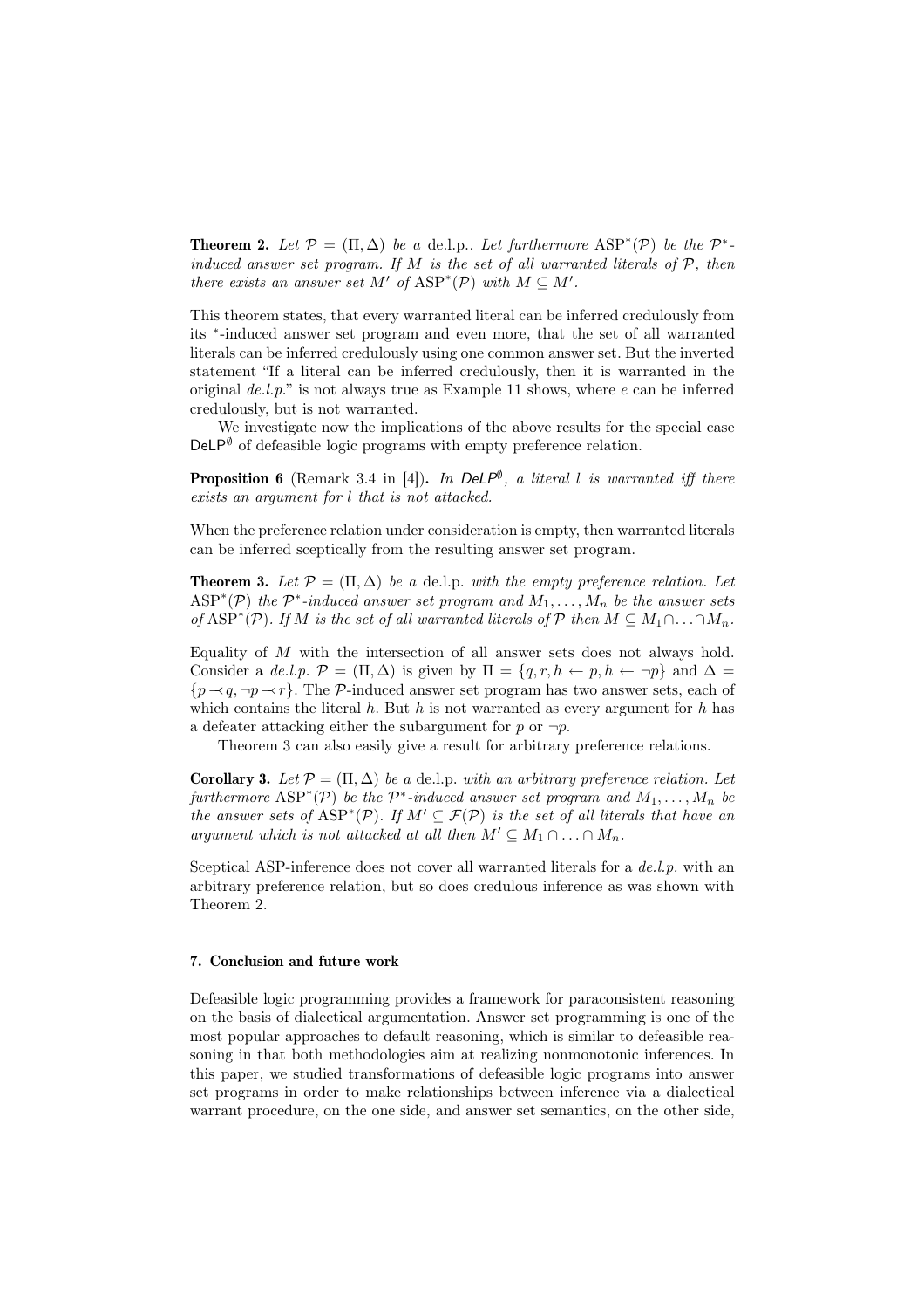**Theorem 2.** *Let $\mathcal{P} = (\Pi, \Delta)$ be a* de.l.p.. *Let furthermore* $\mathrm{ASP}^*(\mathcal{P})$ *be the* $\mathcal{P}^*$*-induced answer set program. If $M$ is the set of all warranted literals of $\mathcal{P}$, then there exists an answer set $M'$ of* $\mathrm{ASP}^*(\mathcal{P})$ *with $M \subseteq M'$.*

This theorem states, that every warranted literal can be inferred credulously from its $^*$-induced answer set program and even more, that the set of all warranted literals can be inferred credulously using one common answer set. But the inverted statement "If a literal can be inferred credulously, then it is warranted in the original *de.l.p.*" is not always true as Example 11 shows, where $e$ can be inferred credulously, but is not warranted.

We investigate now the implications of the above results for the special case $\mathsf{DeLP}^\emptyset$ of defeasible logic programs with empty preference relation.

**Proposition 6** (Remark 3.4 in [4])**.** *In* $\mathsf{DeLP}^\emptyset$*, a literal $l$ is warranted iff there exists an argument for $l$ that is not attacked.*

When the preference relation under consideration is empty, then warranted literals can be inferred sceptically from the resulting answer set program.

**Theorem 3.** *Let $\mathcal{P} = (\Pi, \Delta)$ be a* de.l.p. *with the empty preference relation. Let* $\mathrm{ASP}^*(\mathcal{P})$ *the* $\mathcal{P}^*$*-induced answer set program and $M_1, \ldots, M_n$ be the answer sets of* $\mathrm{ASP}^*(\mathcal{P})$*. If $M$ is the set of all warranted literals of $\mathcal{P}$ then $M \subseteq M_1 \cap \ldots \cap M_n$.*

Equality of $M$ with the intersection of all answer sets does not always hold. Consider a *de.l.p.* $\mathcal{P} = (\Pi, \Delta)$ is given by $\Pi = \{q, r, h \leftarrow p, h \leftarrow \neg p\}$ and $\Delta = \{p \mathrel{-\!\!\prec} q, \neg p \mathrel{-\!\!\prec} r\}$. The $\mathcal{P}$-induced answer set program has two answer sets, each of which contains the literal $h$. But $h$ is not warranted as every argument for $h$ has a defeater attacking either the subargument for $p$ or $\neg p$.

Theorem 3 can also easily give a result for arbitrary preference relations.

**Corollary 3.** *Let $\mathcal{P} = (\Pi, \Delta)$ be a* de.l.p. *with an arbitrary preference relation. Let furthermore* $\mathrm{ASP}^*(\mathcal{P})$ *be the* $\mathcal{P}^*$*-induced answer set program and $M_1, \ldots, M_n$ be the answer sets of* $\mathrm{ASP}^*(\mathcal{P})$*. If $M' \subseteq \mathcal{F}(\mathcal{P})$ is the set of all literals that have an argument which is not attacked at all then $M' \subseteq M_1 \cap \ldots \cap M_n$.*

Sceptical ASP-inference does not cover all warranted literals for a *de.l.p.* with an arbitrary preference relation, but so does credulous inference as was shown with Theorem 2.

## 7. Conclusion and future work

Defeasible logic programming provides a framework for paraconsistent reasoning on the basis of dialectical argumentation. Answer set programming is one of the most popular approaches to default reasoning, which is similar to defeasible reasoning in that both methodologies aim at realizing nonmonotonic inferences. In this paper, we studied transformations of defeasible logic programs into answer set programs in order to make relationships between inference via a dialectical warrant procedure, on the one side, and answer set semantics, on the other side,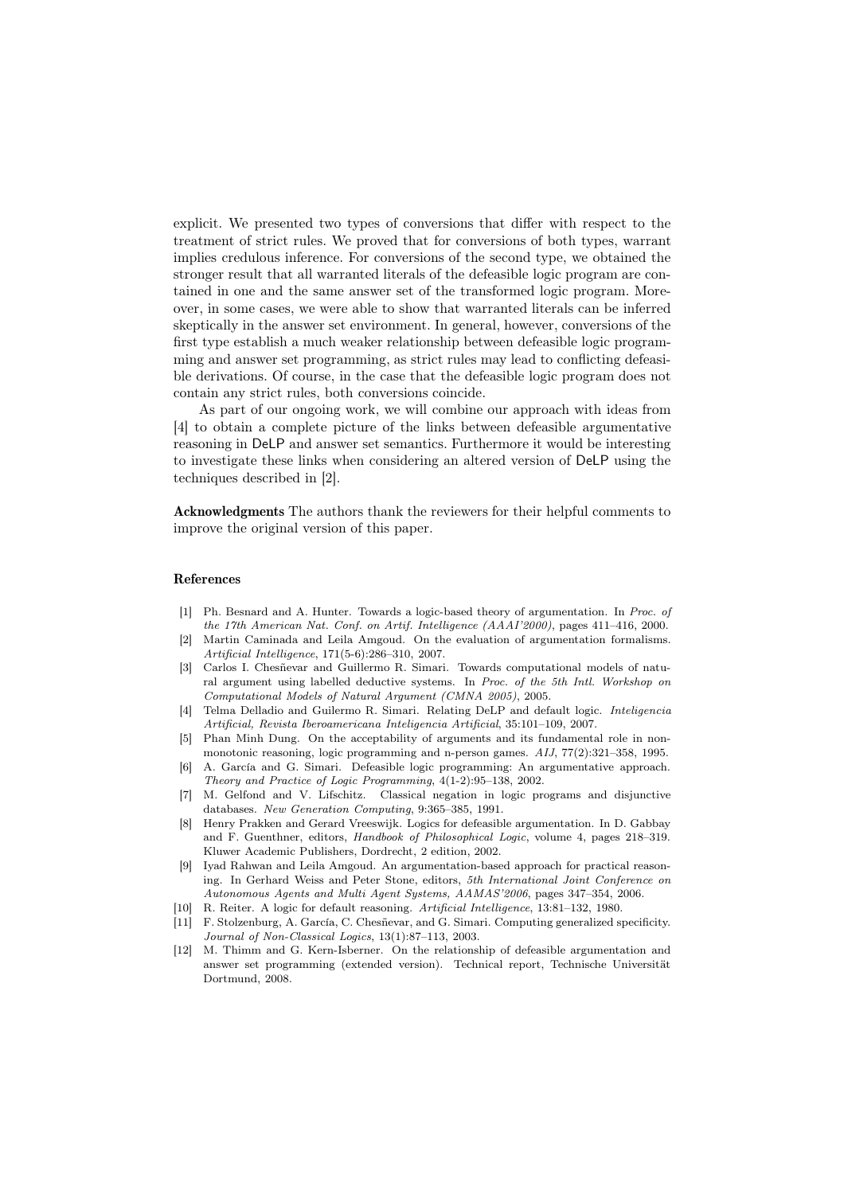explicit. We presented two types of conversions that differ with respect to the treatment of strict rules. We proved that for conversions of both types, warrant implies credulous inference. For conversions of the second type, we obtained the stronger result that all warranted literals of the defeasible logic program are contained in one and the same answer set of the transformed logic program. Moreover, in some cases, we were able to show that warranted literals can be inferred skeptically in the answer set environment. In general, however, conversions of the first type establish a much weaker relationship between defeasible logic programming and answer set programming, as strict rules may lead to conflicting defeasible derivations. Of course, in the case that the defeasible logic program does not contain any strict rules, both conversions coincide.

As part of our ongoing work, we will combine our approach with ideas from [4] to obtain a complete picture of the links between defeasible argumentative reasoning in DeLP and answer set semantics. Furthermore it would be interesting to investigate these links when considering an altered version of DeLP using the techniques described in [2].

**Acknowledgments** The authors thank the reviewers for their helpful comments to improve the original version of this paper.

## References

1. Ph. Besnard and A. Hunter. Towards a logic-based theory of argumentation. In *Proc. of the 17th American Nat. Conf. on Artif. Intelligence (AAAI'2000)*, pages 411–416, 2000.
2. Martin Caminada and Leila Amgoud. On the evaluation of argumentation formalisms. *Artificial Intelligence*, 171(5-6):286–310, 2007.
3. Carlos I. Chesñevar and Guillermo R. Simari. Towards computational models of natural argument using labelled deductive systems. In *Proc. of the 5th Intl. Workshop on Computational Models of Natural Argument (CMNA 2005)*, 2005.
4. Telma Delladio and Guilermo R. Simari. Relating DeLP and default logic. *Inteligencia Artificial, Revista Iberoamericana Inteligencia Artificial*, 35:101–109, 2007.
5. Phan Minh Dung. On the acceptability of arguments and its fundamental role in nonmonotonic reasoning, logic programming and n-person games. *AIJ*, 77(2):321–358, 1995.
6. A. García and G. Simari. Defeasible logic programming: An argumentative approach. *Theory and Practice of Logic Programming*, 4(1-2):95–138, 2002.
7. M. Gelfond and V. Lifschitz. Classical negation in logic programs and disjunctive databases. *New Generation Computing*, 9:365–385, 1991.
8. Henry Prakken and Gerard Vreeswijk. Logics for defeasible argumentation. In D. Gabbay and F. Guenthner, editors, *Handbook of Philosophical Logic*, volume 4, pages 218–319. Kluwer Academic Publishers, Dordrecht, 2 edition, 2002.
9. Iyad Rahwan and Leila Amgoud. An argumentation-based approach for practical reasoning. In Gerhard Weiss and Peter Stone, editors, *5th International Joint Conference on Autonomous Agents and Multi Agent Systems, AAMAS'2006*, pages 347–354, 2006.
10. R. Reiter. A logic for default reasoning. *Artificial Intelligence*, 13:81–132, 1980.
11. F. Stolzenburg, A. García, C. Chesñevar, and G. Simari. Computing generalized specificity. *Journal of Non-Classical Logics*, 13(1):87–113, 2003.
12. M. Thimm and G. Kern-Isberner. On the relationship of defeasible argumentation and answer set programming (extended version). Technical report, Technische Universität Dortmund, 2008.